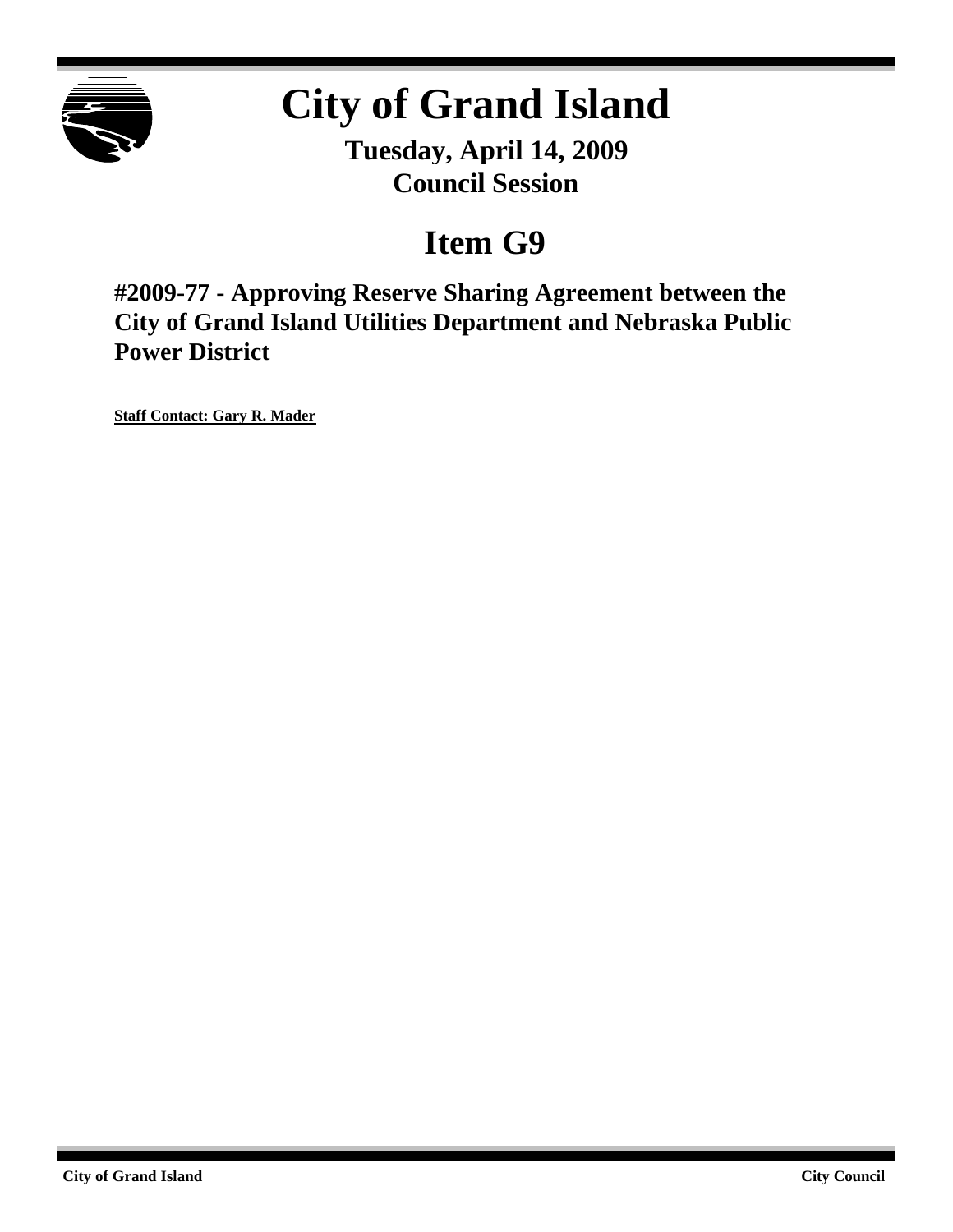# City of Grand Island

**Tuesday, April 14, 2009**
**Council Session**

# Item G9

### #2009-77 - Approving Reserve Sharing Agreement between the City of Grand Island Utilities Department and Nebraska Public Power District

**Staff Contact: Gary R. Mader**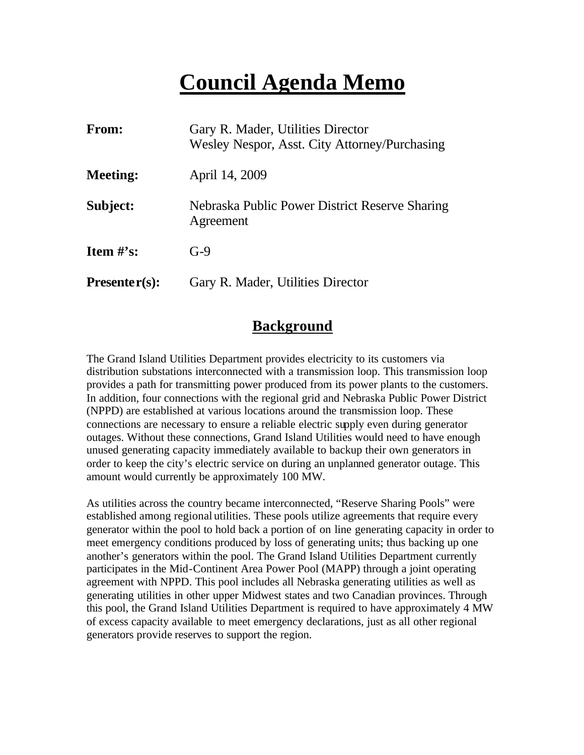# Council Agenda Memo

| | |
|---|---|
| **From:** | Gary R. Mader, Utilities Director<br>Wesley Nespor, Asst. City Attorney/Purchasing |
| **Meeting:** | April 14, 2009 |
| **Subject:** | Nebraska Public Power District Reserve Sharing Agreement |
| **Item #'s:** | G-9 |
| **Presenter(s):** | Gary R. Mader, Utilities Director |

## Background

The Grand Island Utilities Department provides electricity to its customers via distribution substations interconnected with a transmission loop. This transmission loop provides a path for transmitting power produced from its power plants to the customers. In addition, four connections with the regional grid and Nebraska Public Power District (NPPD) are established at various locations around the transmission loop. These connections are necessary to ensure a reliable electric supply even during generator outages. Without these connections, Grand Island Utilities would need to have enough unused generating capacity immediately available to backup their own generators in order to keep the city's electric service on during an unplanned generator outage. This amount would currently be approximately 100 MW.

As utilities across the country became interconnected, "Reserve Sharing Pools" were established among regional utilities. These pools utilize agreements that require every generator within the pool to hold back a portion of on line generating capacity in order to meet emergency conditions produced by loss of generating units; thus backing up one another's generators within the pool. The Grand Island Utilities Department currently participates in the Mid-Continent Area Power Pool (MAPP) through a joint operating agreement with NPPD. This pool includes all Nebraska generating utilities as well as generating utilities in other upper Midwest states and two Canadian provinces. Through this pool, the Grand Island Utilities Department is required to have approximately 4 MW of excess capacity available to meet emergency declarations, just as all other regional generators provide reserves to support the region.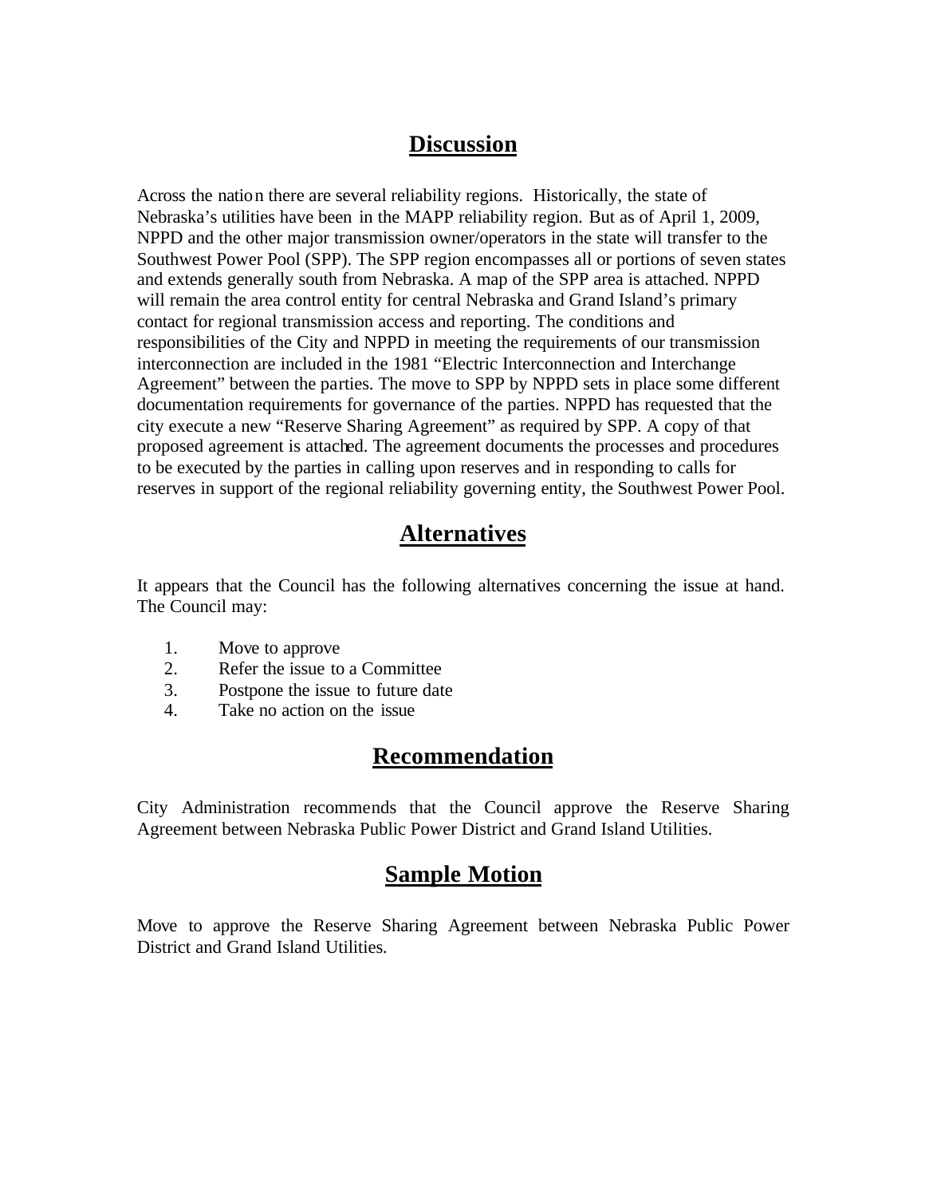## Discussion

Across the nation there are several reliability regions. Historically, the state of Nebraska's utilities have been in the MAPP reliability region. But as of April 1, 2009, NPPD and the other major transmission owner/operators in the state will transfer to the Southwest Power Pool (SPP). The SPP region encompasses all or portions of seven states and extends generally south from Nebraska. A map of the SPP area is attached. NPPD will remain the area control entity for central Nebraska and Grand Island's primary contact for regional transmission access and reporting. The conditions and responsibilities of the City and NPPD in meeting the requirements of our transmission interconnection are included in the 1981 "Electric Interconnection and Interchange Agreement" between the parties. The move to SPP by NPPD sets in place some different documentation requirements for governance of the parties. NPPD has requested that the city execute a new "Reserve Sharing Agreement" as required by SPP. A copy of that proposed agreement is attached. The agreement documents the processes and procedures to be executed by the parties in calling upon reserves and in responding to calls for reserves in support of the regional reliability governing entity, the Southwest Power Pool.

## Alternatives

It appears that the Council has the following alternatives concerning the issue at hand. The Council may:

1. Move to approve
2. Refer the issue to a Committee
3. Postpone the issue to future date
4. Take no action on the issue

## Recommendation

City Administration recommends that the Council approve the Reserve Sharing Agreement between Nebraska Public Power District and Grand Island Utilities.

## Sample Motion

Move to approve the Reserve Sharing Agreement between Nebraska Public Power District and Grand Island Utilities.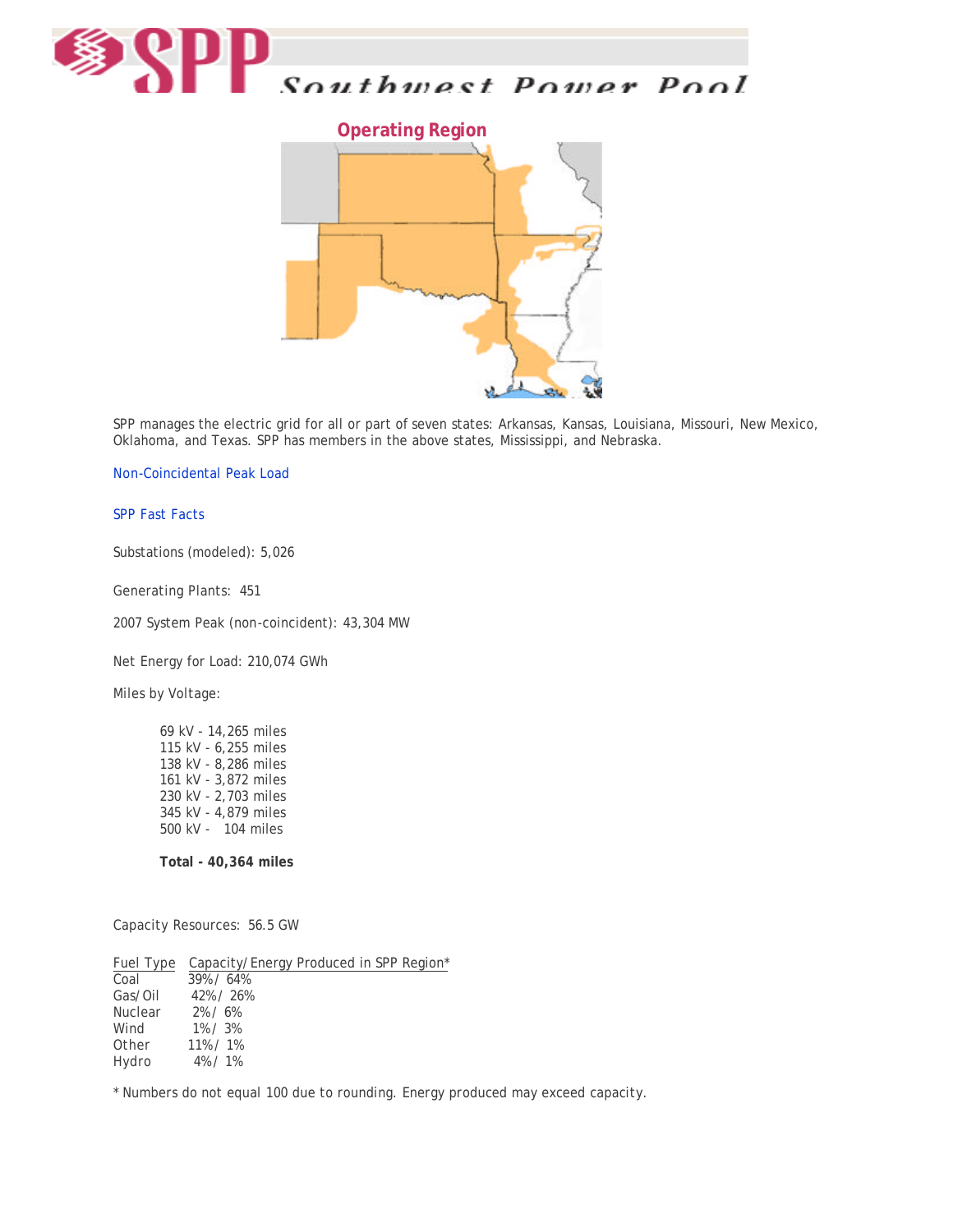# SPP Southwest Power Pool

## Operating Region

SPP manages the electric grid for all or part of seven states: Arkansas, Kansas, Louisiana, Missouri, New Mexico, Oklahoma, and Texas. SPP has members in the above states, Mississippi, and Nebraska.

Non-Coincidental Peak Load

SPP Fast Facts

Substations (modeled): 5,026

Generating Plants: 451

2007 System Peak (non-coincident): 43,304 MW

Net Energy for Load: 210,074 GWh

Miles by Voltage:

69 kV - 14,265 miles
115 kV - 6,255 miles
138 kV - 8,286 miles
161 kV - 3,872 miles
230 kV - 2,703 miles
345 kV - 4,879 miles
500 kV - 104 miles

**Total - 40,364 miles**

Capacity Resources: 56.5 GW

| Fuel Type | Capacity/Energy Produced in SPP Region* |
|---|---|
| Coal | 39%/ 64% |
| Gas/Oil | 42%/ 26% |
| Nuclear | 2%/ 6% |
| Wind | 1%/ 3% |
| Other | 11%/ 1% |
| Hydro | 4%/ 1% |

* Numbers do not equal 100 due to rounding. Energy produced may exceed capacity.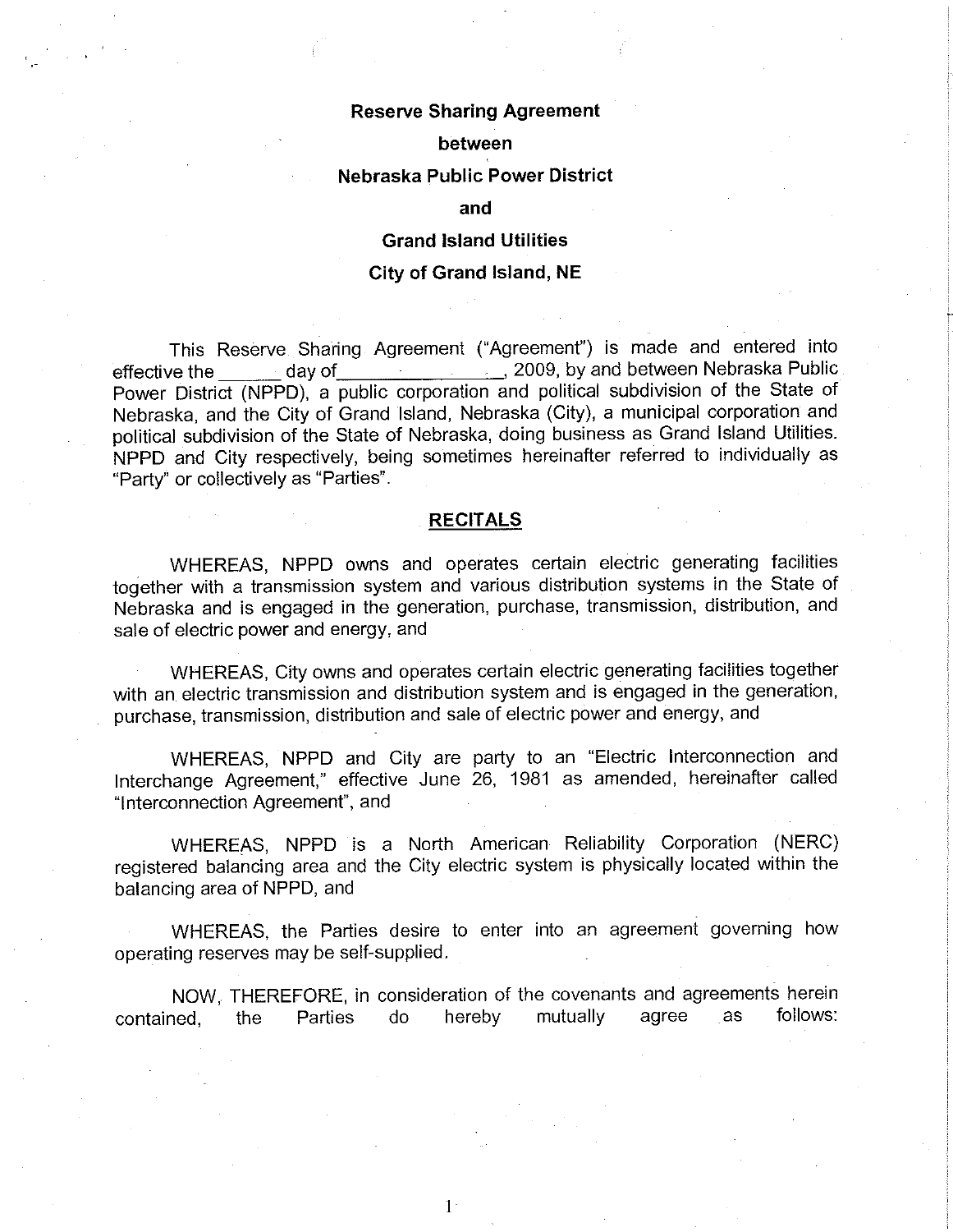**Reserve Sharing Agreement**

**between**

**Nebraska Public Power District**

**and**

**Grand Island Utilities**

**City of Grand Island, NE**

This Reserve Sharing Agreement ("Agreement") is made and entered into effective the ______ day of ________________, 2009, by and between Nebraska Public Power District (NPPD), a public corporation and political subdivision of the State of Nebraska, and the City of Grand Island, Nebraska (City), a municipal corporation and political subdivision of the State of Nebraska, doing business as Grand Island Utilities. NPPD and City respectively, being sometimes hereinafter referred to individually as "Party" or collectively as "Parties".

## RECITALS

WHEREAS, NPPD owns and operates certain electric generating facilities together with a transmission system and various distribution systems in the State of Nebraska and is engaged in the generation, purchase, transmission, distribution, and sale of electric power and energy, and

WHEREAS, City owns and operates certain electric generating facilities together with an electric transmission and distribution system and is engaged in the generation, purchase, transmission, distribution and sale of electric power and energy, and

WHEREAS, NPPD and City are party to an "Electric Interconnection and Interchange Agreement," effective June 26, 1981 as amended, hereinafter called "Interconnection Agreement", and

WHEREAS, NPPD is a North American Reliability Corporation (NERC) registered balancing area and the City electric system is physically located within the balancing area of NPPD, and

WHEREAS, the Parties desire to enter into an agreement governing how operating reserves may be self-supplied.

NOW, THEREFORE, in consideration of the covenants and agreements herein contained, the Parties do hereby mutually agree as follows: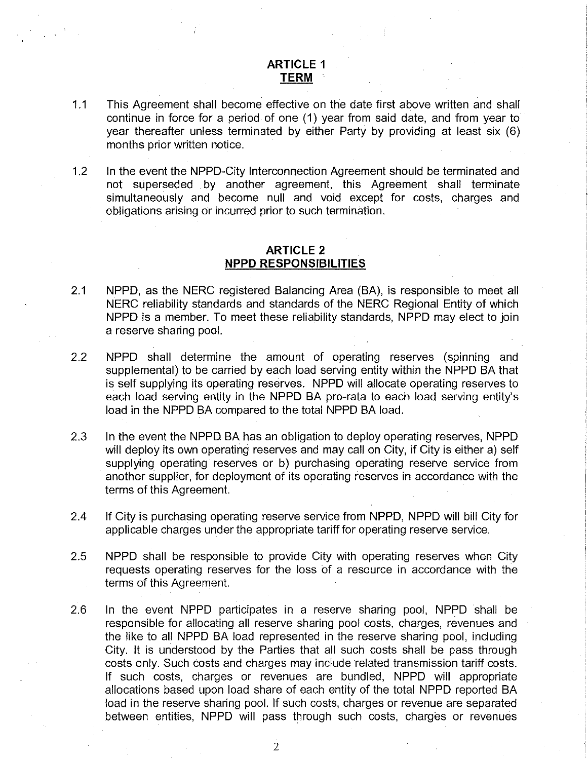## ARTICLE 1
## TERM

1.1 This Agreement shall become effective on the date first above written and shall continue in force for a period of one (1) year from said date, and from year to year thereafter unless terminated by either Party by providing at least six (6) months prior written notice.

1.2 In the event the NPPD-City Interconnection Agreement should be terminated and not superseded by another agreement, this Agreement shall terminate simultaneously and become null and void except for costs, charges and obligations arising or incurred prior to such termination.

## ARTICLE 2
## NPPD RESPONSIBILITIES

2.1 NPPD, as the NERC registered Balancing Area (BA), is responsible to meet all NERC reliability standards and standards of the NERC Regional Entity of which NPPD is a member. To meet these reliability standards, NPPD may elect to join a reserve sharing pool.

2.2 NPPD shall determine the amount of operating reserves (spinning and supplemental) to be carried by each load serving entity within the NPPD BA that is self supplying its operating reserves. NPPD will allocate operating reserves to each load serving entity in the NPPD BA pro-rata to each load serving entity's load in the NPPD BA compared to the total NPPD BA load.

2.3 In the event the NPPD BA has an obligation to deploy operating reserves, NPPD will deploy its own operating reserves and may call on City, if City is either a) self supplying operating reserves or b) purchasing operating reserve service from another supplier, for deployment of its operating reserves in accordance with the terms of this Agreement.

2.4 If City is purchasing operating reserve service from NPPD, NPPD will bill City for applicable charges under the appropriate tariff for operating reserve service.

2.5 NPPD shall be responsible to provide City with operating reserves when City requests operating reserves for the loss of a resource in accordance with the terms of this Agreement.

2.6 In the event NPPD participates in a reserve sharing pool, NPPD shall be responsible for allocating all reserve sharing pool costs, charges, revenues and the like to all NPPD BA load represented in the reserve sharing pool, including City. It is understood by the Parties that all such costs shall be pass through costs only. Such costs and charges may include related transmission tariff costs. If such costs, charges or revenues are bundled, NPPD will appropriate allocations based upon load share of each entity of the total NPPD reported BA load in the reserve sharing pool. If such costs, charges or revenue are separated between entities, NPPD will pass through such costs, charges or revenues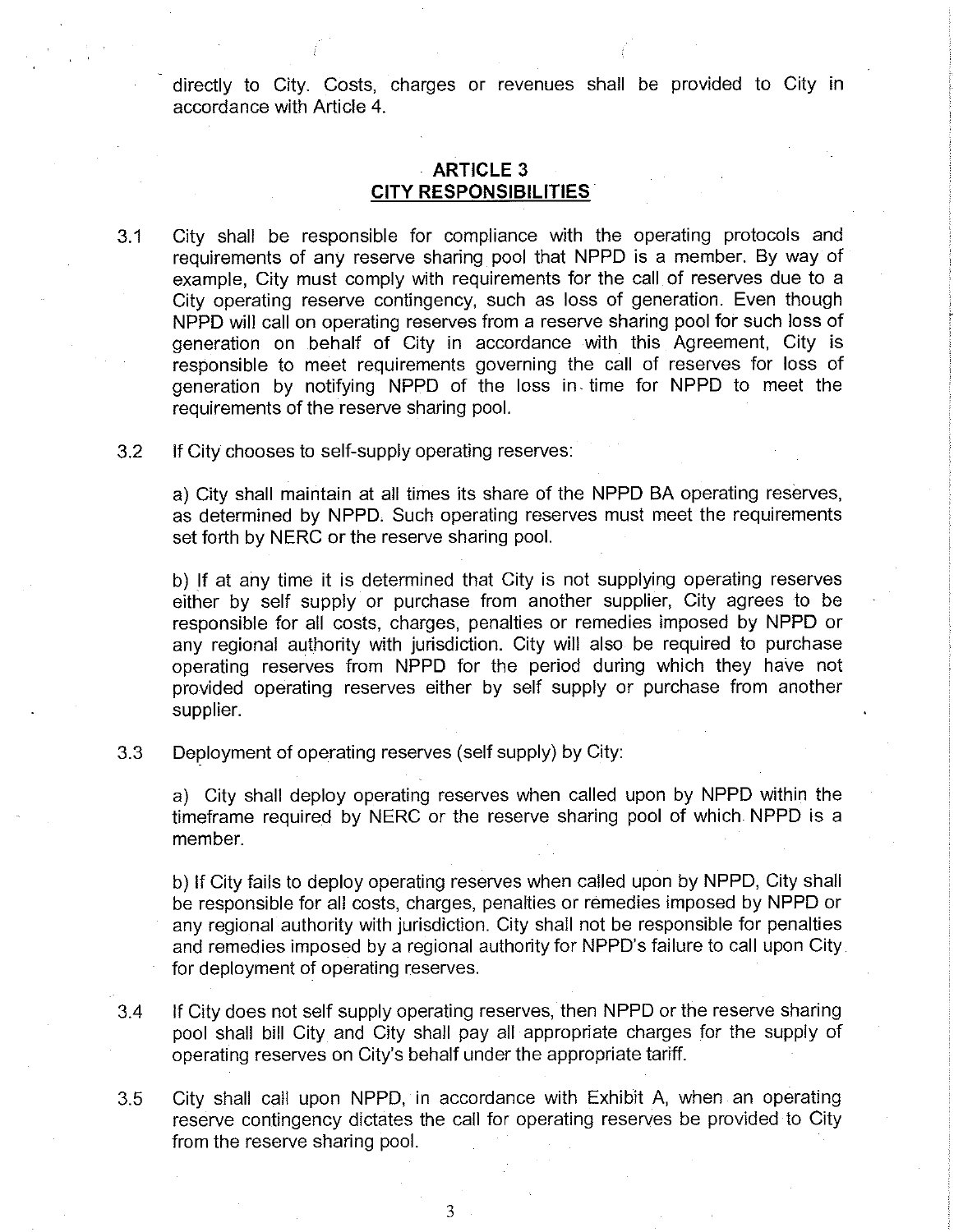directly to City. Costs, charges or revenues shall be provided to City in accordance with Article 4.

## ARTICLE 3
## CITY RESPONSIBILITIES

3.1 City shall be responsible for compliance with the operating protocols and requirements of any reserve sharing pool that NPPD is a member. By way of example, City must comply with requirements for the call of reserves due to a City operating reserve contingency, such as loss of generation. Even though NPPD will call on operating reserves from a reserve sharing pool for such loss of generation on behalf of City in accordance with this Agreement, City is responsible to meet requirements governing the call of reserves for loss of generation by notifying NPPD of the loss in time for NPPD to meet the requirements of the reserve sharing pool.

3.2 If City chooses to self-supply operating reserves:

a) City shall maintain at all times its share of the NPPD BA operating reserves, as determined by NPPD. Such operating reserves must meet the requirements set forth by NERC or the reserve sharing pool.

b) If at any time it is determined that City is not supplying operating reserves either by self supply or purchase from another supplier, City agrees to be responsible for all costs, charges, penalties or remedies imposed by NPPD or any regional authority with jurisdiction. City will also be required to purchase operating reserves from NPPD for the period during which they have not provided operating reserves either by self supply or purchase from another supplier.

3.3 Deployment of operating reserves (self supply) by City:

a) City shall deploy operating reserves when called upon by NPPD within the timeframe required by NERC or the reserve sharing pool of which NPPD is a member.

b) If City fails to deploy operating reserves when called upon by NPPD, City shall be responsible for all costs, charges, penalties or remedies imposed by NPPD or any regional authority with jurisdiction. City shall not be responsible for penalties and remedies imposed by a regional authority for NPPD's failure to call upon City for deployment of operating reserves.

3.4 If City does not self supply operating reserves, then NPPD or the reserve sharing pool shall bill City and City shall pay all appropriate charges for the supply of operating reserves on City's behalf under the appropriate tariff.

3.5 City shall call upon NPPD, in accordance with Exhibit A, when an operating reserve contingency dictates the call for operating reserves be provided to City from the reserve sharing pool.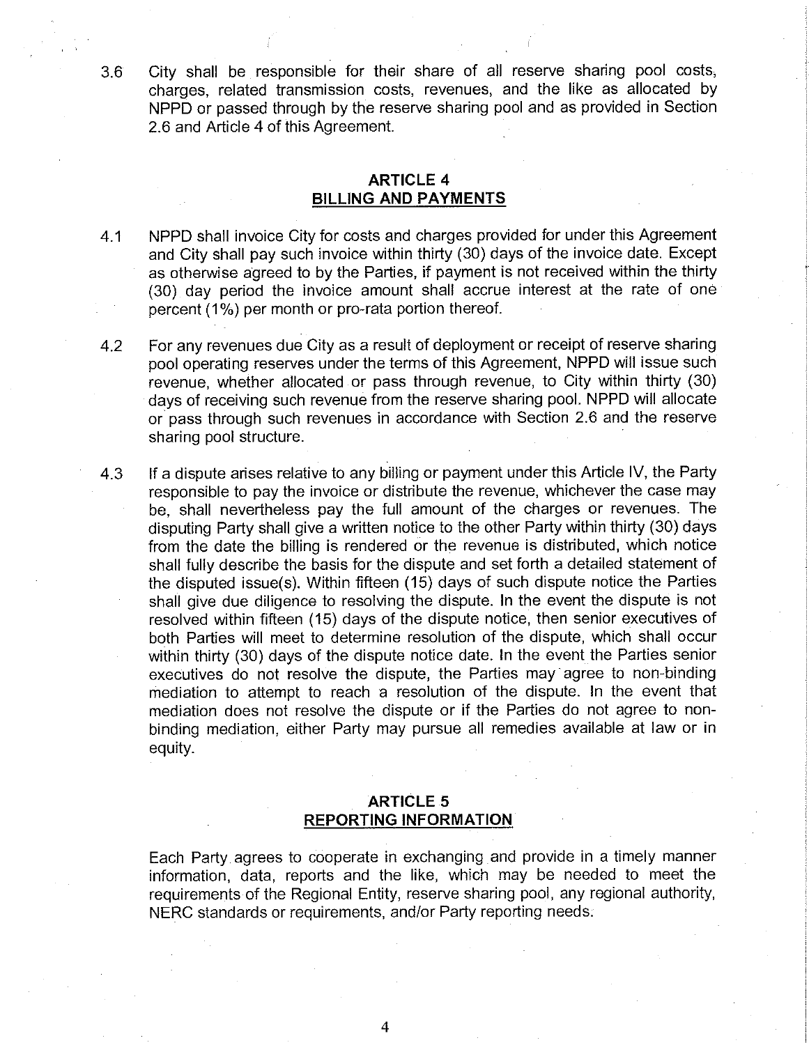3.6 City shall be responsible for their share of all reserve sharing pool costs, charges, related transmission costs, revenues, and the like as allocated by NPPD or passed through by the reserve sharing pool and as provided in Section 2.6 and Article 4 of this Agreement.

## ARTICLE 4
## BILLING AND PAYMENTS

4.1 NPPD shall invoice City for costs and charges provided for under this Agreement and City shall pay such invoice within thirty (30) days of the invoice date. Except as otherwise agreed to by the Parties, if payment is not received within the thirty (30) day period the invoice amount shall accrue interest at the rate of one percent (1%) per month or pro-rata portion thereof.

4.2 For any revenues due City as a result of deployment or receipt of reserve sharing pool operating reserves under the terms of this Agreement, NPPD will issue such revenue, whether allocated or pass through revenue, to City within thirty (30) days of receiving such revenue from the reserve sharing pool. NPPD will allocate or pass through such revenues in accordance with Section 2.6 and the reserve sharing pool structure.

4.3 If a dispute arises relative to any billing or payment under this Article IV, the Party responsible to pay the invoice or distribute the revenue, whichever the case may be, shall nevertheless pay the full amount of the charges or revenues. The disputing Party shall give a written notice to the other Party within thirty (30) days from the date the billing is rendered or the revenue is distributed, which notice shall fully describe the basis for the dispute and set forth a detailed statement of the disputed issue(s). Within fifteen (15) days of such dispute notice the Parties shall give due diligence to resolving the dispute. In the event the dispute is not resolved within fifteen (15) days of the dispute notice, then senior executives of both Parties will meet to determine resolution of the dispute, which shall occur within thirty (30) days of the dispute notice date. In the event the Parties senior executives do not resolve the dispute, the Parties may agree to non-binding mediation to attempt to reach a resolution of the dispute. In the event that mediation does not resolve the dispute or if the Parties do not agree to non-binding mediation, either Party may pursue all remedies available at law or in equity.

## ARTICLE 5
## REPORTING INFORMATION

Each Party agrees to cooperate in exchanging and provide in a timely manner information, data, reports and the like, which may be needed to meet the requirements of the Regional Entity, reserve sharing pool, any regional authority, NERC standards or requirements, and/or Party reporting needs.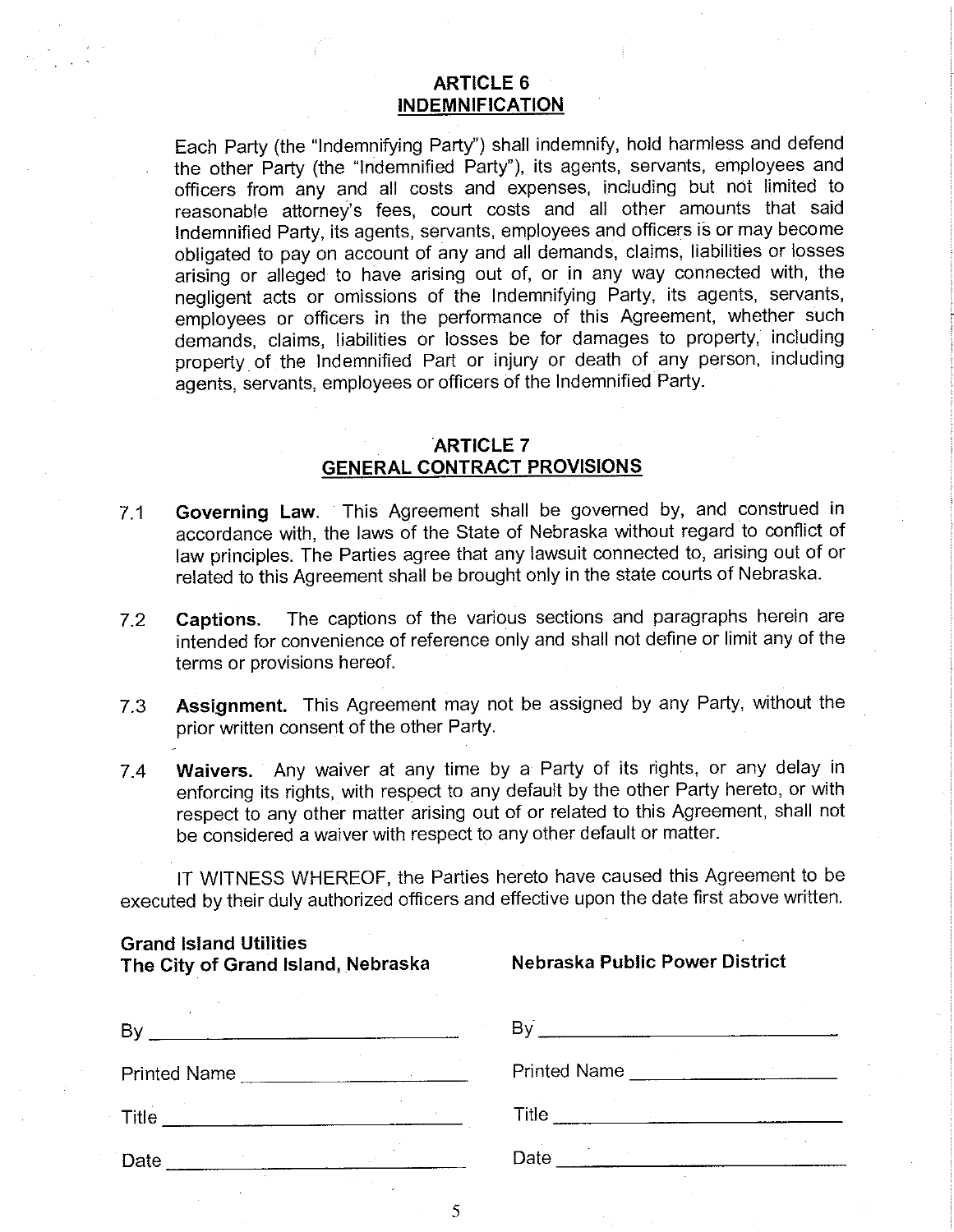## ARTICLE 6
## INDEMNIFICATION

Each Party (the "Indemnifying Party") shall indemnify, hold harmless and defend the other Party (the "Indemnified Party"), its agents, servants, employees and officers from any and all costs and expenses, including but not limited to reasonable attorney's fees, court costs and all other amounts that said Indemnified Party, its agents, servants, employees and officers is or may become obligated to pay on account of any and all demands, claims, liabilities or losses arising or alleged to have arising out of, or in any way connected with, the negligent acts or omissions of the Indemnifying Party, its agents, servants, employees or officers in the performance of this Agreement, whether such demands, claims, liabilities or losses be for damages to property, including property of the Indemnified Part or injury or death of any person, including agents, servants, employees or officers of the Indemnified Party.

## ARTICLE 7
## GENERAL CONTRACT PROVISIONS

7.1 **Governing Law.** This Agreement shall be governed by, and construed in accordance with, the laws of the State of Nebraska without regard to conflict of law principles. The Parties agree that any lawsuit connected to, arising out of or related to this Agreement shall be brought only in the state courts of Nebraska.

7.2 **Captions.** The captions of the various sections and paragraphs herein are intended for convenience of reference only and shall not define or limit any of the terms or provisions hereof.

7.3 **Assignment.** This Agreement may not be assigned by any Party, without the prior written consent of the other Party.

7.4 **Waivers.** Any waiver at any time by a Party of its rights, or any delay in enforcing its rights, with respect to any default by the other Party hereto, or with respect to any other matter arising out of or related to this Agreement, shall not be considered a waiver with respect to any other default or matter.

IT WITNESS WHEREOF, the Parties hereto have caused this Agreement to be executed by their duly authorized officers and effective upon the date first above written.

| **Grand Island Utilities**<br>**The City of Grand Island, Nebraska** | **Nebraska Public Power District** |
|---|---|
| By ______________________ | By ______________________ |
| Printed Name ______________ | Printed Name ______________ |
| Title ____________________ | Title ____________________ |
| Date ____________________ | Date ____________________ |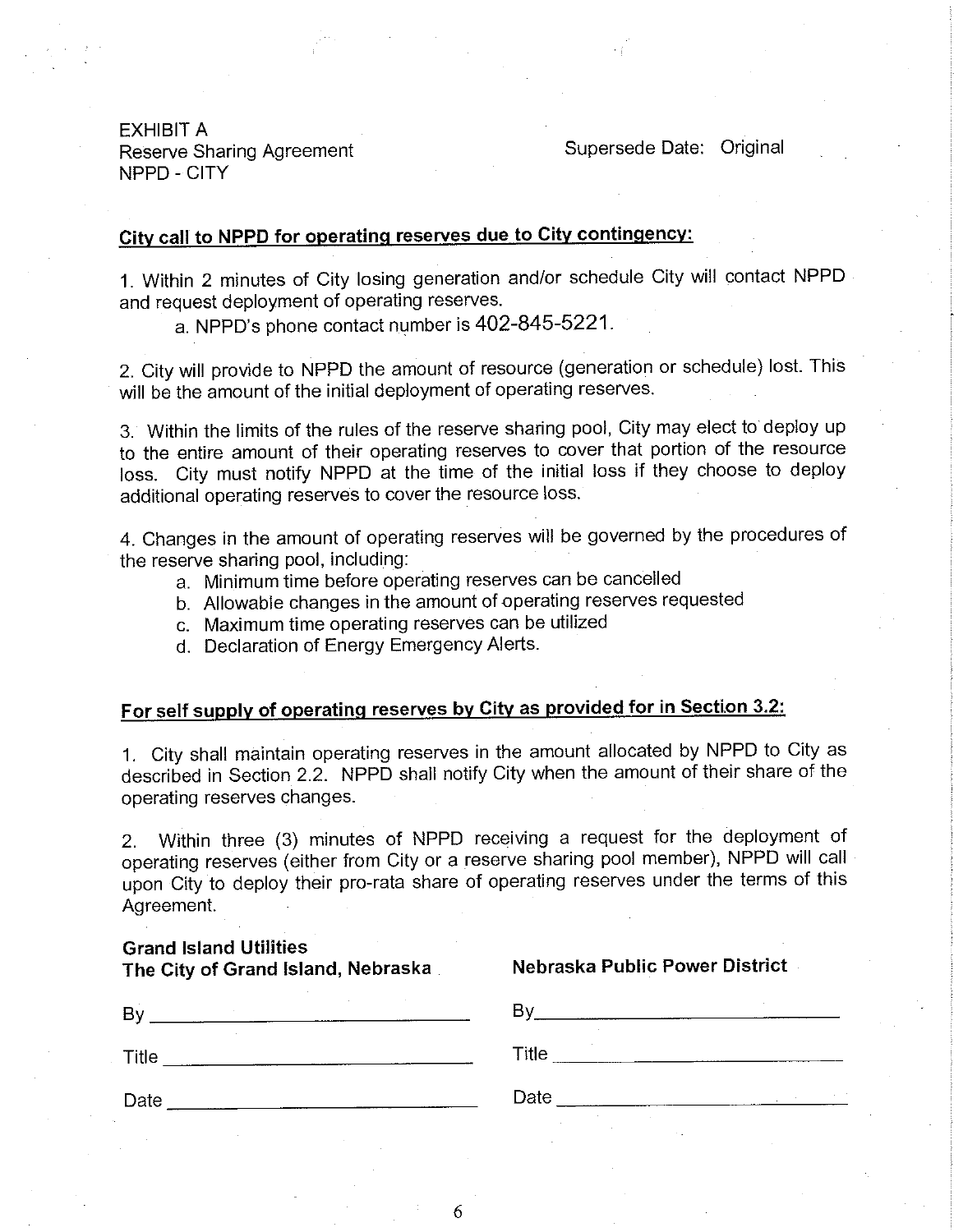EXHIBIT A
Reserve Sharing Agreement
NPPD - CITY

Supersede Date: Original

**City call to NPPD for operating reserves due to City contingency:**

1. Within 2 minutes of City losing generation and/or schedule City will contact NPPD and request deployment of operating reserves.
   a. NPPD's phone contact number is 402-845-5221.

2. City will provide to NPPD the amount of resource (generation or schedule) lost. This will be the amount of the initial deployment of operating reserves.

3. Within the limits of the rules of the reserve sharing pool, City may elect to deploy up to the entire amount of their operating reserves to cover that portion of the resource loss. City must notify NPPD at the time of the initial loss if they choose to deploy additional operating reserves to cover the resource loss.

4. Changes in the amount of operating reserves will be governed by the procedures of the reserve sharing pool, including:
   a. Minimum time before operating reserves can be cancelled
   b. Allowable changes in the amount of operating reserves requested
   c. Maximum time operating reserves can be utilized
   d. Declaration of Energy Emergency Alerts.

**For self supply of operating reserves by City as provided for in Section 3.2:**

1. City shall maintain operating reserves in the amount allocated by NPPD to City as described in Section 2.2. NPPD shall notify City when the amount of their share of the operating reserves changes.

2. Within three (3) minutes of NPPD receiving a request for the deployment of operating reserves (either from City or a reserve sharing pool member), NPPD will call upon City to deploy their pro-rata share of operating reserves under the terms of this Agreement.

**Grand Island Utilities**
**The City of Grand Island, Nebraska**

By ______________________________

Title ______________________________

Date ______________________________

**Nebraska Public Power District**

By ______________________________

Title ______________________________

Date ______________________________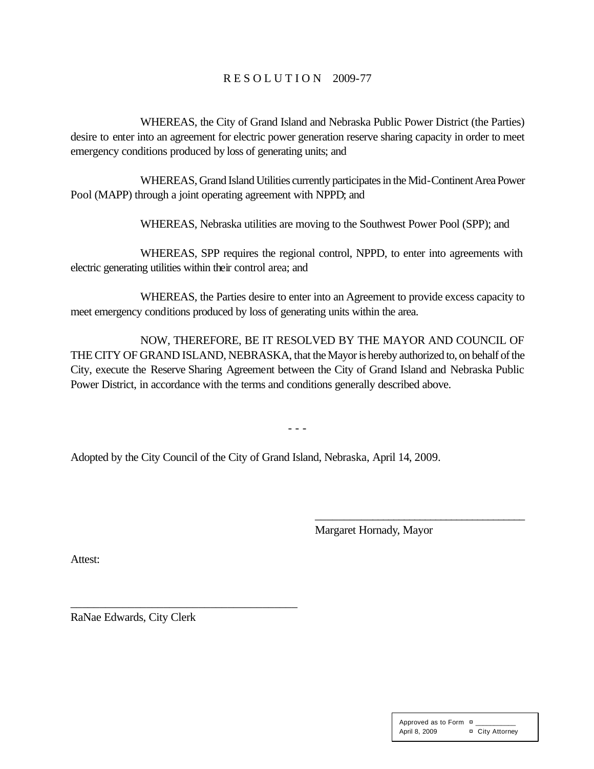# R E S O L U T I O N 2009-77

WHEREAS, the City of Grand Island and Nebraska Public Power District (the Parties) desire to enter into an agreement for electric power generation reserve sharing capacity in order to meet emergency conditions produced by loss of generating units; and

WHEREAS, Grand Island Utilities currently participates in the Mid-Continent Area Power Pool (MAPP) through a joint operating agreement with NPPD; and

WHEREAS, Nebraska utilities are moving to the Southwest Power Pool (SPP); and

WHEREAS, SPP requires the regional control, NPPD, to enter into agreements with electric generating utilities within their control area; and

WHEREAS, the Parties desire to enter into an Agreement to provide excess capacity to meet emergency conditions produced by loss of generating units within the area.

NOW, THEREFORE, BE IT RESOLVED BY THE MAYOR AND COUNCIL OF THE CITY OF GRAND ISLAND, NEBRASKA, that the Mayor is hereby authorized to, on behalf of the City, execute the Reserve Sharing Agreement between the City of Grand Island and Nebraska Public Power District, in accordance with the terms and conditions generally described above.

- - -

Adopted by the City Council of the City of Grand Island, Nebraska, April 14, 2009.

\_\_\_\_\_\_\_\_\_\_\_\_\_\_\_\_\_\_\_\_\_\_\_\_\_\_\_\_\_\_\_\_\_\_\_\_\_\_\_

Margaret Hornady, Mayor

Attest:

\_\_\_\_\_\_\_\_\_\_\_\_\_\_\_\_\_\_\_\_\_\_\_\_\_\_\_\_\_\_\_\_\_\_\_\_\_\_\_

RaNae Edwards, City Clerk

Approved as to Form ¤ \_\_\_\_\_\_\_\_\_\_
April 8, 2009 ¤ City Attorney